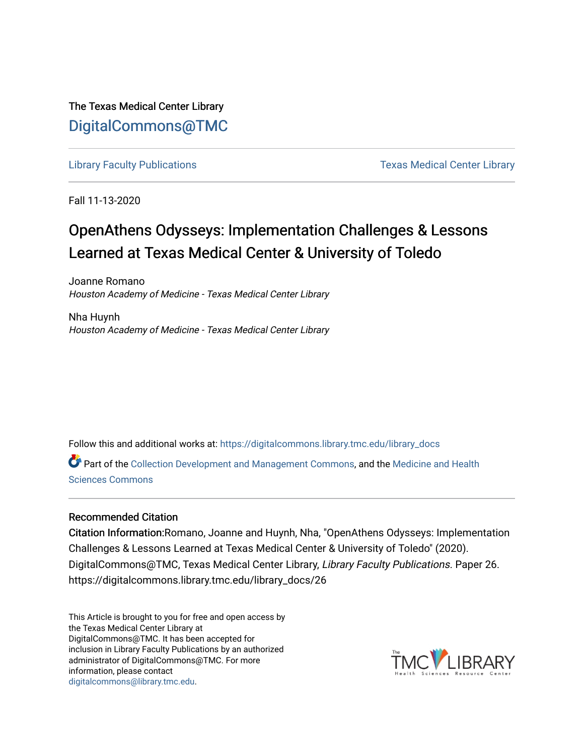The Texas Medical Center Library

DigitalCommons@TMC

Library Faculty Publications | Texas Medical Center Library

Fall 11-13-2020

# OpenAthens Odysseys: Implementation Challenges & Lessons Learned at Texas Medical Center & University of Toledo

Joanne Romano
*Houston Academy of Medicine - Texas Medical Center Library*

Nha Huynh
*Houston Academy of Medicine - Texas Medical Center Library*

Follow this and additional works at: https://digitalcommons.library.tmc.edu/library_docs

Part of the Collection Development and Management Commons, and the Medicine and Health Sciences Commons

### Recommended Citation

Citation Information:Romano, Joanne and Huynh, Nha, "OpenAthens Odysseys: Implementation Challenges & Lessons Learned at Texas Medical Center & University of Toledo" (2020). DigitalCommons@TMC, Texas Medical Center Library, *Library Faculty Publications.* Paper 26. https://digitalcommons.library.tmc.edu/library_docs/26

This Article is brought to you for free and open access by the Texas Medical Center Library at DigitalCommons@TMC. It has been accepted for inclusion in Library Faculty Publications by an authorized administrator of DigitalCommons@TMC. For more information, please contact digitalcommons@library.tmc.edu.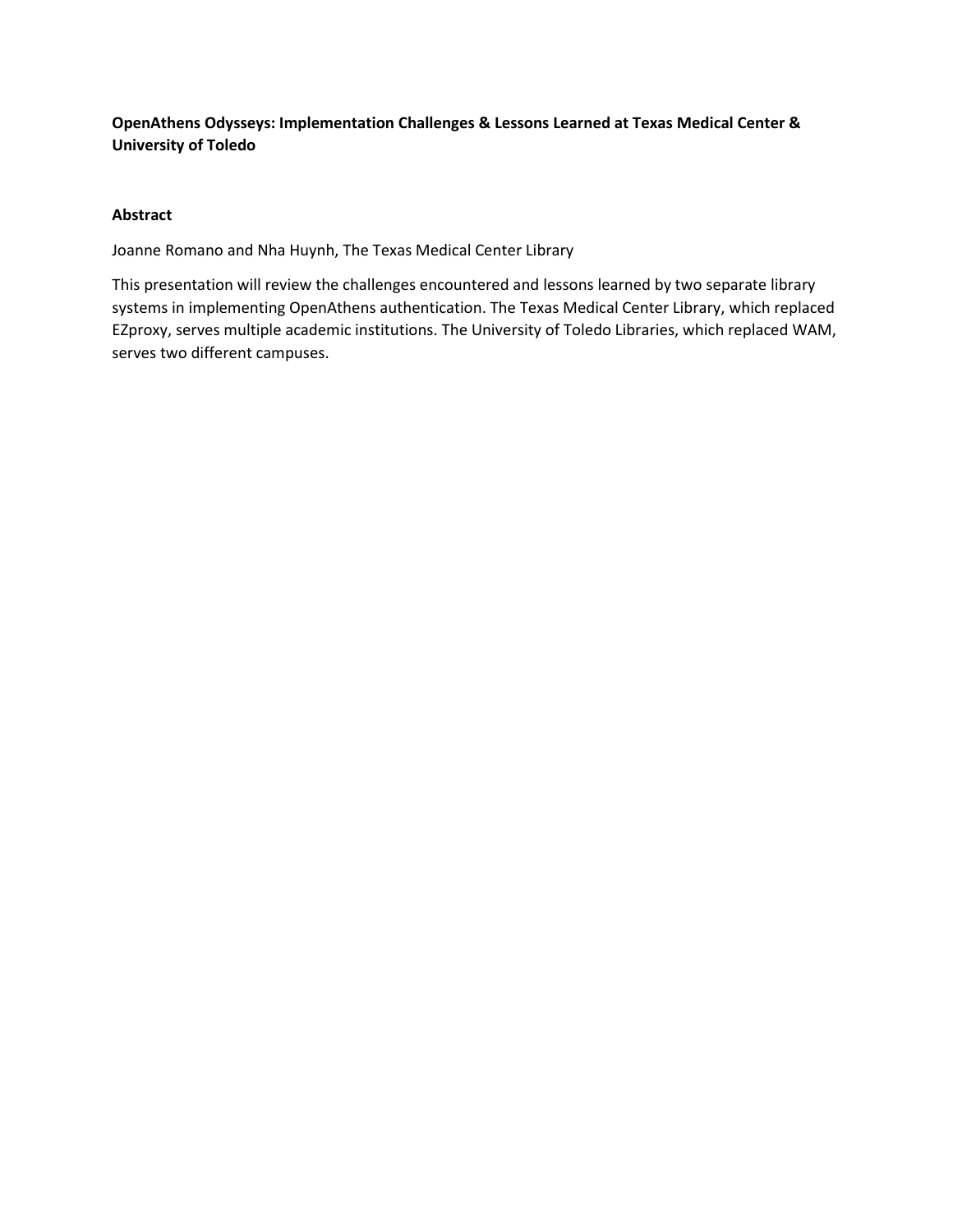**OpenAthens Odysseys: Implementation Challenges & Lessons Learned at Texas Medical Center & University of Toledo**

**Abstract**

Joanne Romano and Nha Huynh, The Texas Medical Center Library

This presentation will review the challenges encountered and lessons learned by two separate library systems in implementing OpenAthens authentication. The Texas Medical Center Library, which replaced EZproxy, serves multiple academic institutions. The University of Toledo Libraries, which replaced WAM, serves two different campuses.